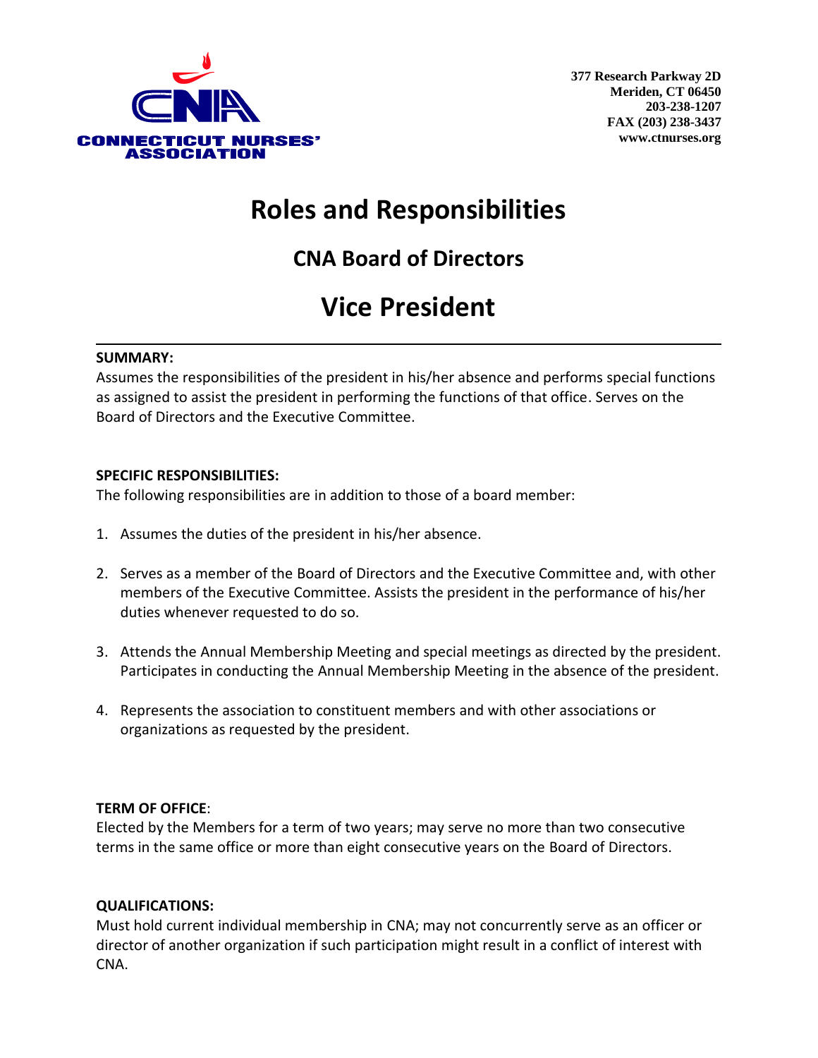CONNECTICUT NURSES' ASSOCIATION

377 Research Parkway 2D
Meriden, CT 06450
203-238-1207
FAX (203) 238-3437
www.ctnurses.org

# Roles and Responsibilities

## CNA Board of Directors

# Vice President

---

**SUMMARY:**
Assumes the responsibilities of the president in his/her absence and performs special functions as assigned to assist the president in performing the functions of that office. Serves on the Board of Directors and the Executive Committee.

**SPECIFIC RESPONSIBILITIES:**
The following responsibilities are in addition to those of a board member:

1. Assumes the duties of the president in his/her absence.

2. Serves as a member of the Board of Directors and the Executive Committee and, with other members of the Executive Committee. Assists the president in the performance of his/her duties whenever requested to do so.

3. Attends the Annual Membership Meeting and special meetings as directed by the president. Participates in conducting the Annual Membership Meeting in the absence of the president.

4. Represents the association to constituent members and with other associations or organizations as requested by the president.

**TERM OF OFFICE**:
Elected by the Members for a term of two years; may serve no more than two consecutive terms in the same office or more than eight consecutive years on the Board of Directors.

**QUALIFICATIONS:**
Must hold current individual membership in CNA; may not concurrently serve as an officer or director of another organization if such participation might result in a conflict of interest with CNA.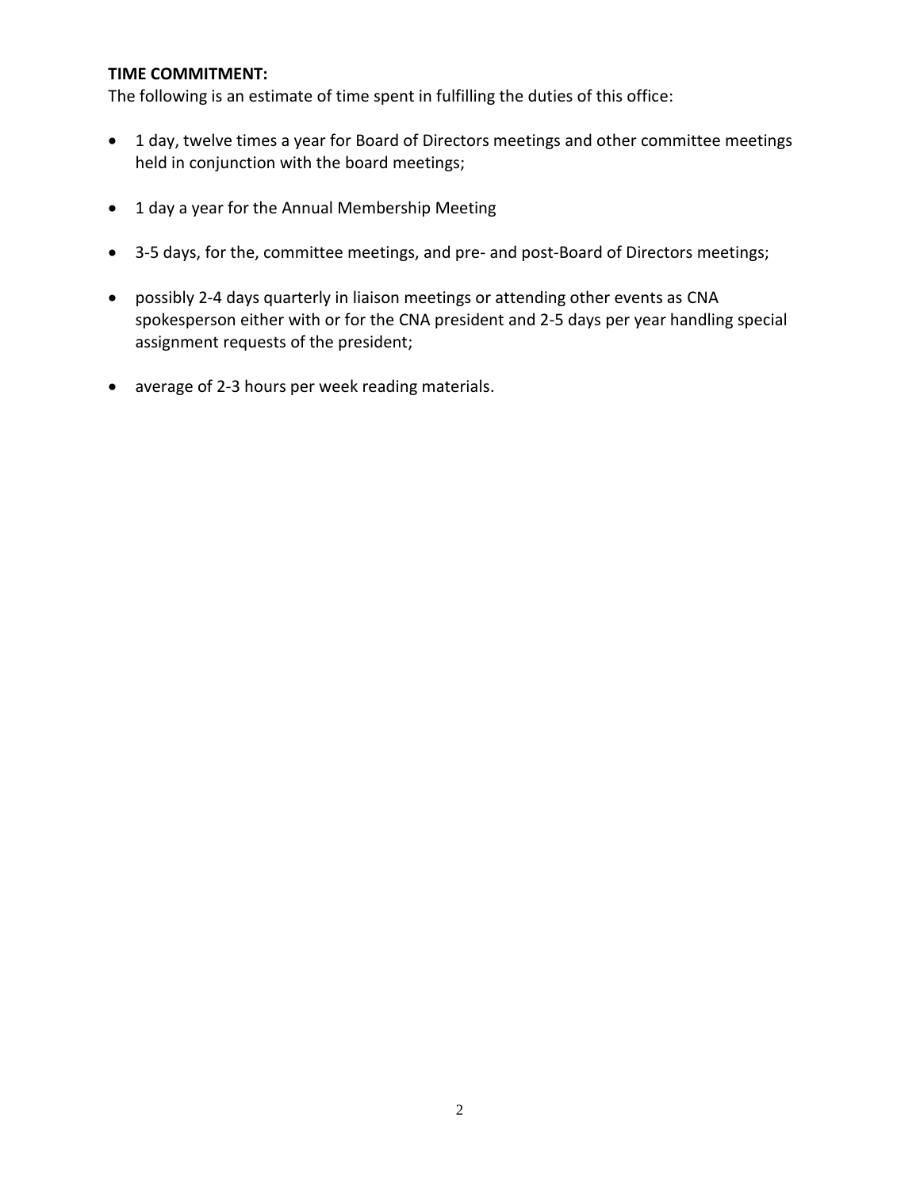**TIME COMMITMENT:**

The following is an estimate of time spent in fulfilling the duties of this office:

- 1 day, twelve times a year for Board of Directors meetings and other committee meetings held in conjunction with the board meetings;
- 1 day a year for the Annual Membership Meeting
- 3-5 days, for the, committee meetings, and pre- and post-Board of Directors meetings;
- possibly 2-4 days quarterly in liaison meetings or attending other events as CNA spokesperson either with or for the CNA president and 2-5 days per year handling special assignment requests of the president;
- average of 2-3 hours per week reading materials.